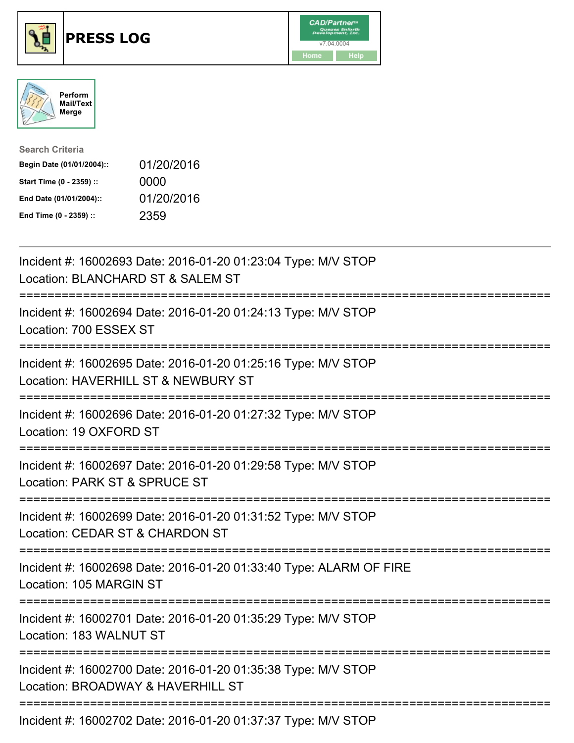# PRESS LOG

CAD/Partner™ v7.04.0004

Home Help

Perform Mail/Text Merge

**Search Criteria**

| | |
|---|---|
| **Begin Date (01/01/2004)::** | 01/20/2016 |
| **Start Time (0 - 2359) ::** | 0000 |
| **End Date (01/01/2004)::** | 01/20/2016 |
| **End Time (0 - 2359) ::** | 2359 |

---

Incident #: 16002693 Date: 2016-01-20 01:23:04 Type: M/V STOP
Location: BLANCHARD ST & SALEM ST

===========================================================================

Incident #: 16002694 Date: 2016-01-20 01:24:13 Type: M/V STOP
Location: 700 ESSEX ST

===========================================================================

Incident #: 16002695 Date: 2016-01-20 01:25:16 Type: M/V STOP
Location: HAVERHILL ST & NEWBURY ST

===========================================================================

Incident #: 16002696 Date: 2016-01-20 01:27:32 Type: M/V STOP
Location: 19 OXFORD ST

===========================================================================

Incident #: 16002697 Date: 2016-01-20 01:29:58 Type: M/V STOP
Location: PARK ST & SPRUCE ST

===========================================================================

Incident #: 16002699 Date: 2016-01-20 01:31:52 Type: M/V STOP
Location: CEDAR ST & CHARDON ST

===========================================================================

Incident #: 16002698 Date: 2016-01-20 01:33:40 Type: ALARM OF FIRE
Location: 105 MARGIN ST

===========================================================================

Incident #: 16002701 Date: 2016-01-20 01:35:29 Type: M/V STOP
Location: 183 WALNUT ST

===========================================================================

Incident #: 16002700 Date: 2016-01-20 01:35:38 Type: M/V STOP
Location: BROADWAY & HAVERHILL ST

===========================================================================

Incident #: 16002702 Date: 2016-01-20 01:37:37 Type: M/V STOP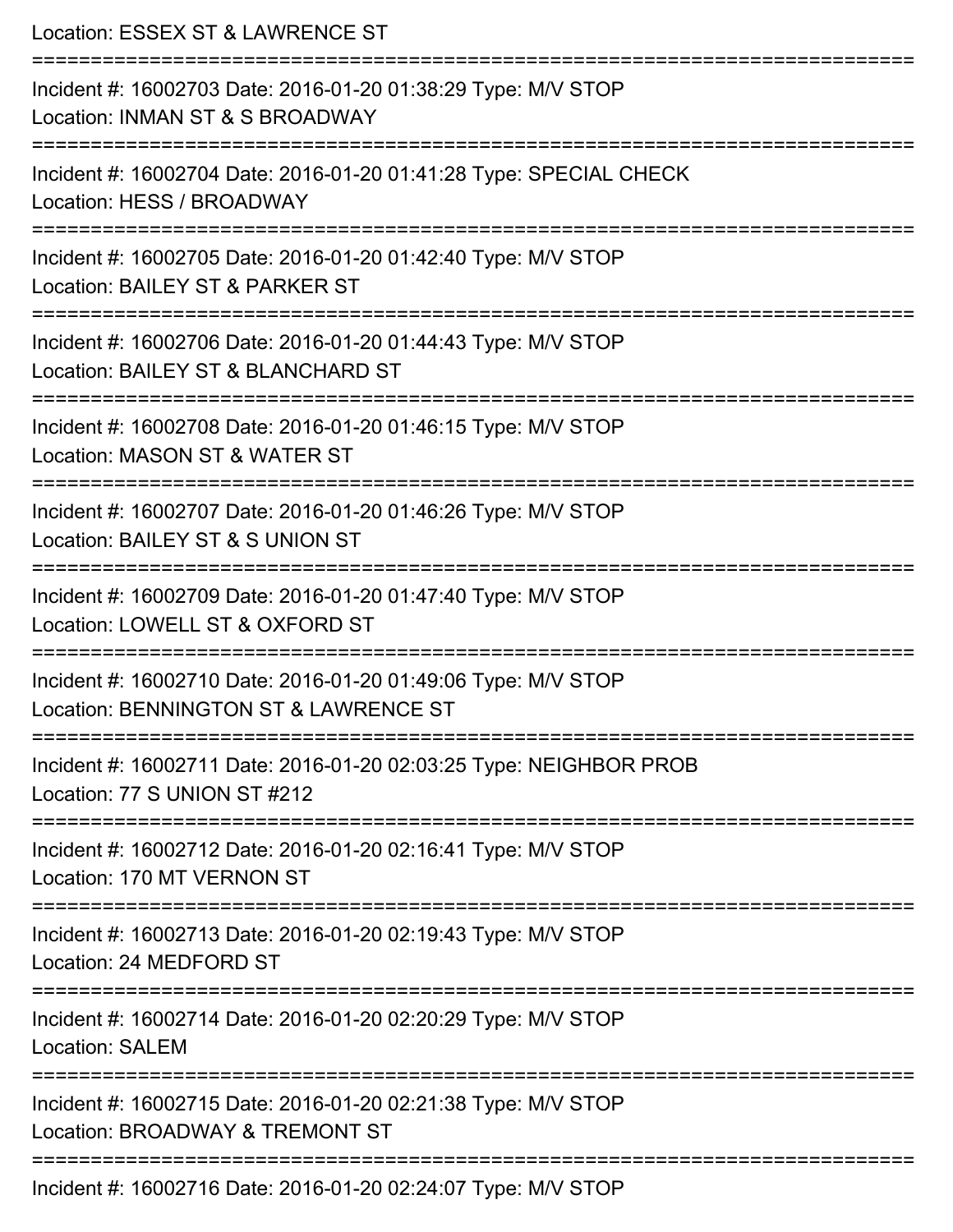Location: ESSEX ST & LAWRENCE ST

===========================================================================

Incident #: 16002703 Date: 2016-01-20 01:38:29 Type: M/V STOP

Location: INMAN ST & S BROADWAY

===========================================================================

Incident #: 16002704 Date: 2016-01-20 01:41:28 Type: SPECIAL CHECK

Location: HESS / BROADWAY

===========================================================================

Incident #: 16002705 Date: 2016-01-20 01:42:40 Type: M/V STOP

Location: BAILEY ST & PARKER ST

===========================================================================

Incident #: 16002706 Date: 2016-01-20 01:44:43 Type: M/V STOP

Location: BAILEY ST & BLANCHARD ST

===========================================================================

Incident #: 16002708 Date: 2016-01-20 01:46:15 Type: M/V STOP

Location: MASON ST & WATER ST

===========================================================================

Incident #: 16002707 Date: 2016-01-20 01:46:26 Type: M/V STOP

Location: BAILEY ST & S UNION ST

===========================================================================

Incident #: 16002709 Date: 2016-01-20 01:47:40 Type: M/V STOP

Location: LOWELL ST & OXFORD ST

===========================================================================

Incident #: 16002710 Date: 2016-01-20 01:49:06 Type: M/V STOP

Location: BENNINGTON ST & LAWRENCE ST

===========================================================================

Incident #: 16002711 Date: 2016-01-20 02:03:25 Type: NEIGHBOR PROB

Location: 77 S UNION ST #212

===========================================================================

Incident #: 16002712 Date: 2016-01-20 02:16:41 Type: M/V STOP

Location: 170 MT VERNON ST

===========================================================================

Incident #: 16002713 Date: 2016-01-20 02:19:43 Type: M/V STOP

Location: 24 MEDFORD ST

===========================================================================

Incident #: 16002714 Date: 2016-01-20 02:20:29 Type: M/V STOP

Location: SALEM

===========================================================================

Incident #: 16002715 Date: 2016-01-20 02:21:38 Type: M/V STOP

Location: BROADWAY & TREMONT ST

===========================================================================

Incident #: 16002716 Date: 2016-01-20 02:24:07 Type: M/V STOP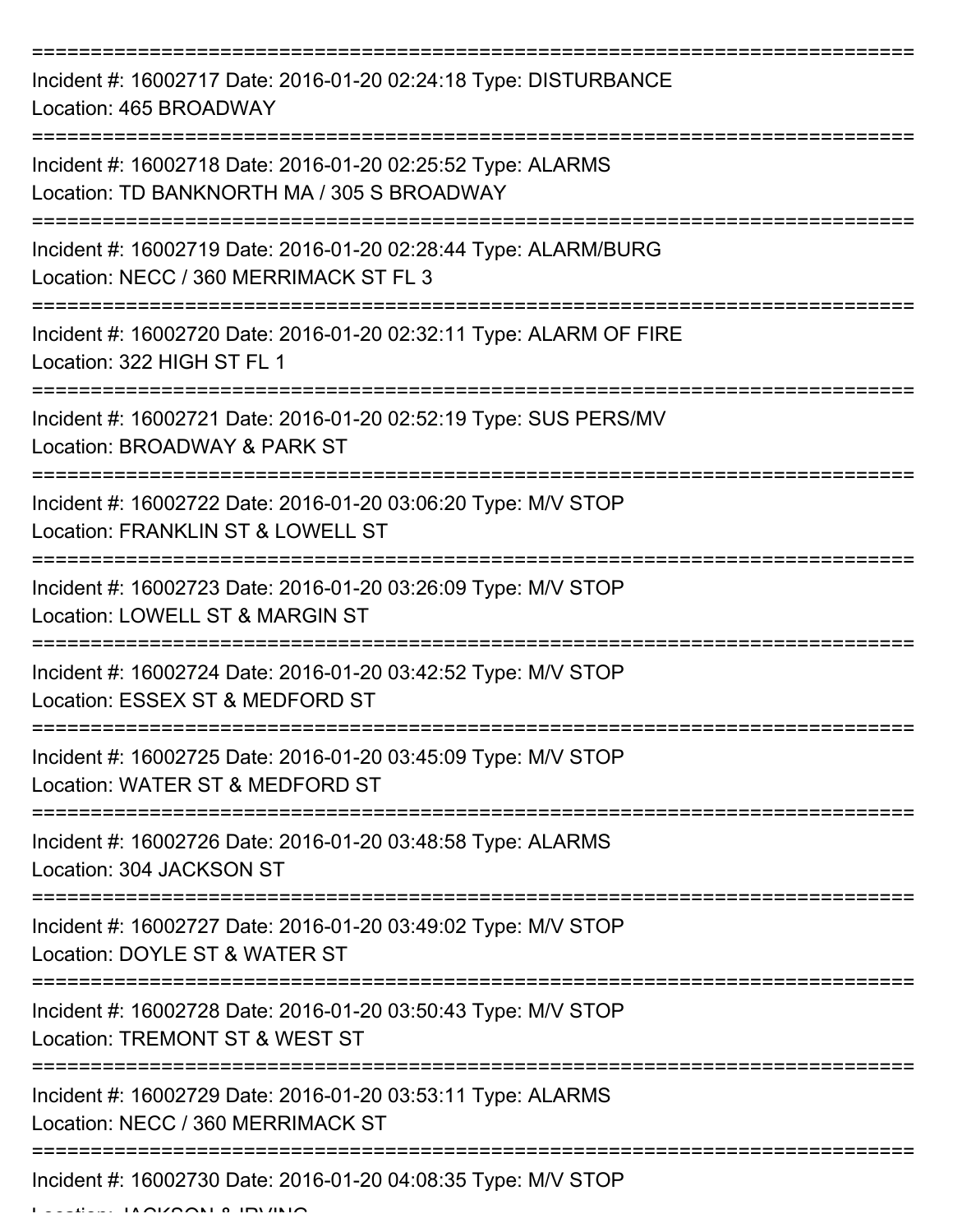===========================================================================
Incident #: 16002717 Date: 2016-01-20 02:24:18 Type: DISTURBANCE
Location: 465 BROADWAY
===========================================================================
Incident #: 16002718 Date: 2016-01-20 02:25:52 Type: ALARMS
Location: TD BANKNORTH MA / 305 S BROADWAY
===========================================================================
Incident #: 16002719 Date: 2016-01-20 02:28:44 Type: ALARM/BURG
Location: NECC / 360 MERRIMACK ST FL 3
===========================================================================
Incident #: 16002720 Date: 2016-01-20 02:32:11 Type: ALARM OF FIRE
Location: 322 HIGH ST FL 1
===========================================================================
Incident #: 16002721 Date: 2016-01-20 02:52:19 Type: SUS PERS/MV
Location: BROADWAY & PARK ST
===========================================================================
Incident #: 16002722 Date: 2016-01-20 03:06:20 Type: M/V STOP
Location: FRANKLIN ST & LOWELL ST
===========================================================================
Incident #: 16002723 Date: 2016-01-20 03:26:09 Type: M/V STOP
Location: LOWELL ST & MARGIN ST
===========================================================================
Incident #: 16002724 Date: 2016-01-20 03:42:52 Type: M/V STOP
Location: ESSEX ST & MEDFORD ST
===========================================================================
Incident #: 16002725 Date: 2016-01-20 03:45:09 Type: M/V STOP
Location: WATER ST & MEDFORD ST
===========================================================================
Incident #: 16002726 Date: 2016-01-20 03:48:58 Type: ALARMS
Location: 304 JACKSON ST
===========================================================================
Incident #: 16002727 Date: 2016-01-20 03:49:02 Type: M/V STOP
Location: DOYLE ST & WATER ST
===========================================================================
Incident #: 16002728 Date: 2016-01-20 03:50:43 Type: M/V STOP
Location: TREMONT ST & WEST ST
===========================================================================
Incident #: 16002729 Date: 2016-01-20 03:53:11 Type: ALARMS
Location: NECC / 360 MERRIMACK ST
===========================================================================
Incident #: 16002730 Date: 2016-01-20 04:08:35 Type: M/V STOP
Location: JACKSON & IRVING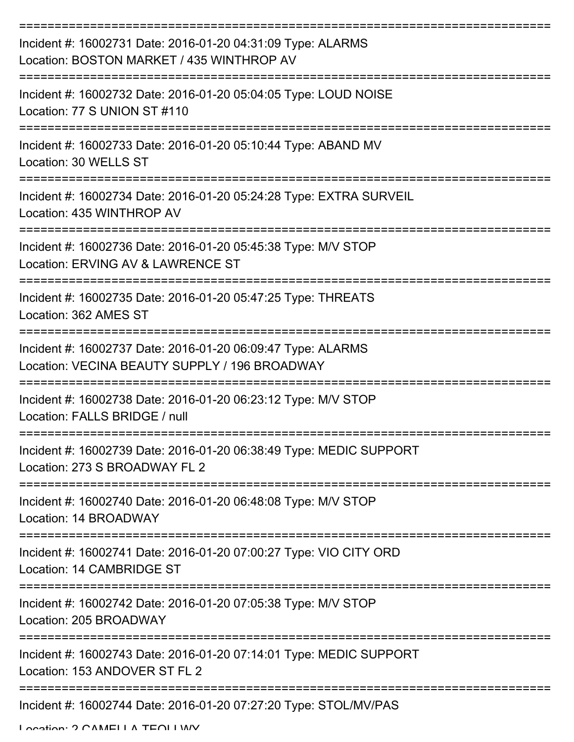==========================================================================
Incident #: 16002731 Date: 2016-01-20 04:31:09 Type: ALARMS
Location: BOSTON MARKET / 435 WINTHROP AV
==========================================================================
Incident #: 16002732 Date: 2016-01-20 05:04:05 Type: LOUD NOISE
Location: 77 S UNION ST #110
==========================================================================
Incident #: 16002733 Date: 2016-01-20 05:10:44 Type: ABAND MV
Location: 30 WELLS ST
==========================================================================
Incident #: 16002734 Date: 2016-01-20 05:24:28 Type: EXTRA SURVEIL
Location: 435 WINTHROP AV
==========================================================================
Incident #: 16002736 Date: 2016-01-20 05:45:38 Type: M/V STOP
Location: ERVING AV & LAWRENCE ST
==========================================================================
Incident #: 16002735 Date: 2016-01-20 05:47:25 Type: THREATS
Location: 362 AMES ST
==========================================================================
Incident #: 16002737 Date: 2016-01-20 06:09:47 Type: ALARMS
Location: VECINA BEAUTY SUPPLY / 196 BROADWAY
==========================================================================
Incident #: 16002738 Date: 2016-01-20 06:23:12 Type: M/V STOP
Location: FALLS BRIDGE / null
==========================================================================
Incident #: 16002739 Date: 2016-01-20 06:38:49 Type: MEDIC SUPPORT
Location: 273 S BROADWAY FL 2
==========================================================================
Incident #: 16002740 Date: 2016-01-20 06:48:08 Type: M/V STOP
Location: 14 BROADWAY
==========================================================================
Incident #: 16002741 Date: 2016-01-20 07:00:27 Type: VIO CITY ORD
Location: 14 CAMBRIDGE ST
==========================================================================
Incident #: 16002742 Date: 2016-01-20 07:05:38 Type: M/V STOP
Location: 205 BROADWAY
==========================================================================
Incident #: 16002743 Date: 2016-01-20 07:14:01 Type: MEDIC SUPPORT
Location: 153 ANDOVER ST FL 2
==========================================================================
Incident #: 16002744 Date: 2016-01-20 07:27:20 Type: STOL/MV/PAS
Location: 2 CAMELLA TEOLI WY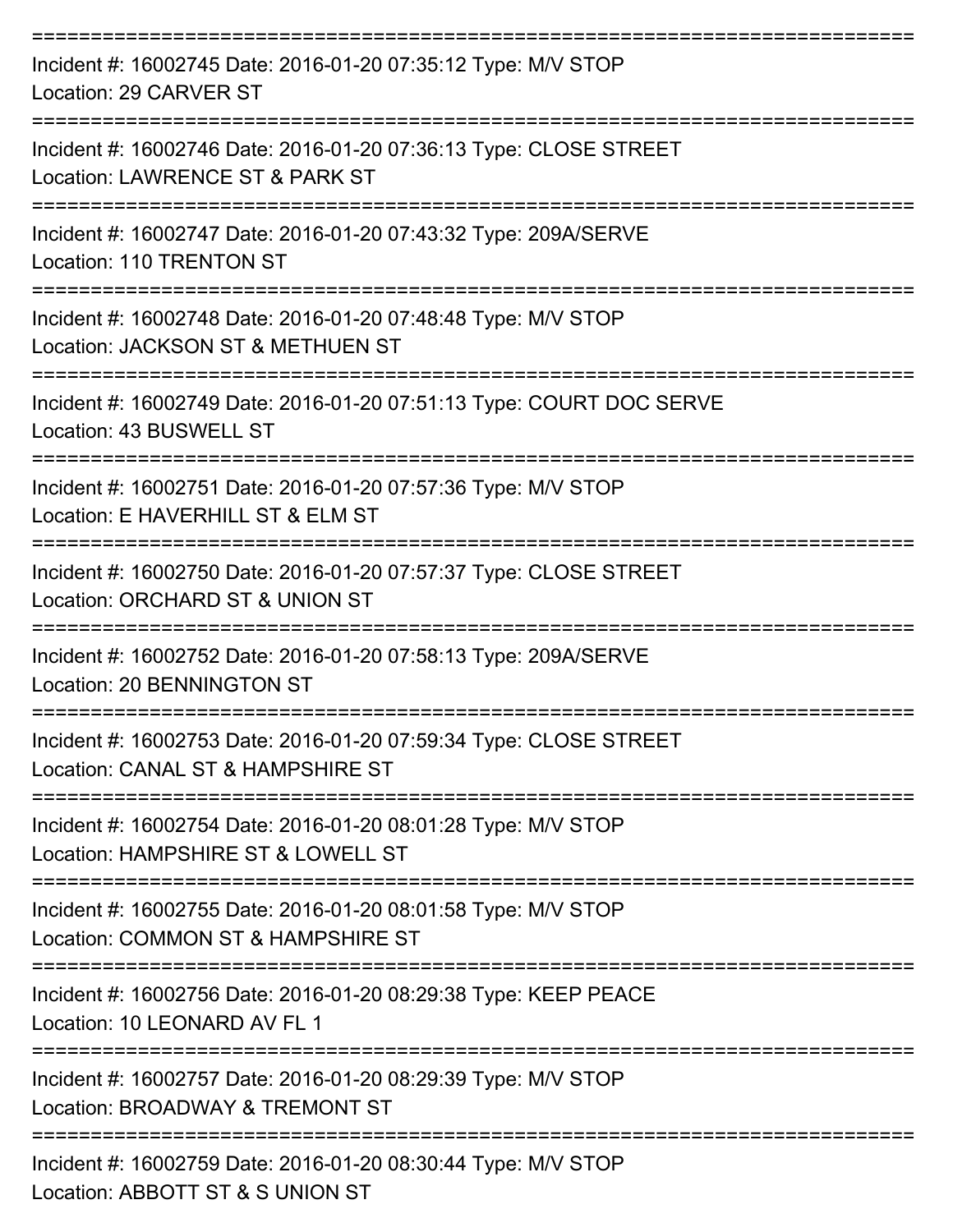===========================================================================

Incident #: 16002745 Date: 2016-01-20 07:35:12 Type: M/V STOP
Location: 29 CARVER ST

===========================================================================

Incident #: 16002746 Date: 2016-01-20 07:36:13 Type: CLOSE STREET
Location: LAWRENCE ST & PARK ST

===========================================================================

Incident #: 16002747 Date: 2016-01-20 07:43:32 Type: 209A/SERVE
Location: 110 TRENTON ST

===========================================================================

Incident #: 16002748 Date: 2016-01-20 07:48:48 Type: M/V STOP
Location: JACKSON ST & METHUEN ST

===========================================================================

Incident #: 16002749 Date: 2016-01-20 07:51:13 Type: COURT DOC SERVE
Location: 43 BUSWELL ST

===========================================================================

Incident #: 16002751 Date: 2016-01-20 07:57:36 Type: M/V STOP
Location: E HAVERHILL ST & ELM ST

===========================================================================

Incident #: 16002750 Date: 2016-01-20 07:57:37 Type: CLOSE STREET
Location: ORCHARD ST & UNION ST

===========================================================================

Incident #: 16002752 Date: 2016-01-20 07:58:13 Type: 209A/SERVE
Location: 20 BENNINGTON ST

===========================================================================

Incident #: 16002753 Date: 2016-01-20 07:59:34 Type: CLOSE STREET
Location: CANAL ST & HAMPSHIRE ST

===========================================================================

Incident #: 16002754 Date: 2016-01-20 08:01:28 Type: M/V STOP
Location: HAMPSHIRE ST & LOWELL ST

===========================================================================

Incident #: 16002755 Date: 2016-01-20 08:01:58 Type: M/V STOP
Location: COMMON ST & HAMPSHIRE ST

===========================================================================

Incident #: 16002756 Date: 2016-01-20 08:29:38 Type: KEEP PEACE
Location: 10 LEONARD AV FL 1

===========================================================================

Incident #: 16002757 Date: 2016-01-20 08:29:39 Type: M/V STOP
Location: BROADWAY & TREMONT ST

===========================================================================

Incident #: 16002759 Date: 2016-01-20 08:30:44 Type: M/V STOP
Location: ABBOTT ST & S UNION ST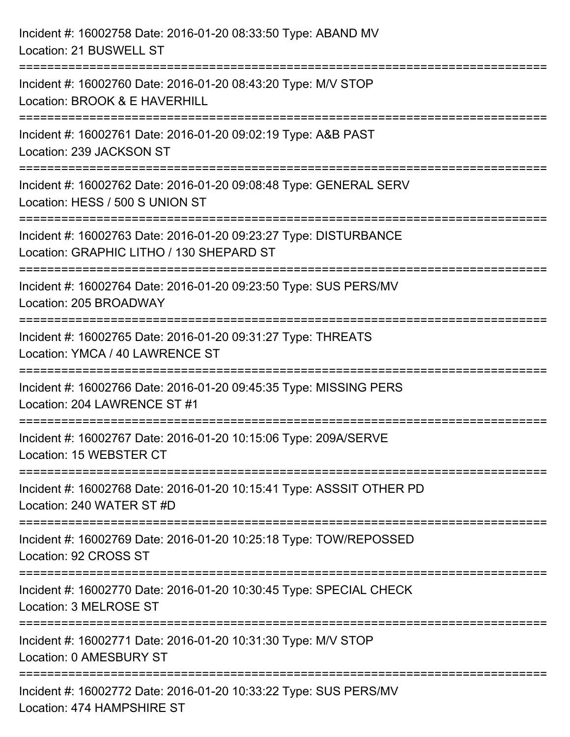Incident #: 16002758 Date: 2016-01-20 08:33:50 Type: ABAND MV
Location: 21 BUSWELL ST

===========================================================================

Incident #: 16002760 Date: 2016-01-20 08:43:20 Type: M/V STOP
Location: BROOK & E HAVERHILL

===========================================================================

Incident #: 16002761 Date: 2016-01-20 09:02:19 Type: A&B PAST
Location: 239 JACKSON ST

===========================================================================

Incident #: 16002762 Date: 2016-01-20 09:08:48 Type: GENERAL SERV
Location: HESS / 500 S UNION ST

===========================================================================

Incident #: 16002763 Date: 2016-01-20 09:23:27 Type: DISTURBANCE
Location: GRAPHIC LITHO / 130 SHEPARD ST

===========================================================================

Incident #: 16002764 Date: 2016-01-20 09:23:50 Type: SUS PERS/MV
Location: 205 BROADWAY

===========================================================================

Incident #: 16002765 Date: 2016-01-20 09:31:27 Type: THREATS
Location: YMCA / 40 LAWRENCE ST

===========================================================================

Incident #: 16002766 Date: 2016-01-20 09:45:35 Type: MISSING PERS
Location: 204 LAWRENCE ST #1

===========================================================================

Incident #: 16002767 Date: 2016-01-20 10:15:06 Type: 209A/SERVE
Location: 15 WEBSTER CT

===========================================================================

Incident #: 16002768 Date: 2016-01-20 10:15:41 Type: ASSSIT OTHER PD
Location: 240 WATER ST #D

===========================================================================

Incident #: 16002769 Date: 2016-01-20 10:25:18 Type: TOW/REPOSSED
Location: 92 CROSS ST

===========================================================================

Incident #: 16002770 Date: 2016-01-20 10:30:45 Type: SPECIAL CHECK
Location: 3 MELROSE ST

===========================================================================

Incident #: 16002771 Date: 2016-01-20 10:31:30 Type: M/V STOP
Location: 0 AMESBURY ST

===========================================================================

Incident #: 16002772 Date: 2016-01-20 10:33:22 Type: SUS PERS/MV
Location: 474 HAMPSHIRE ST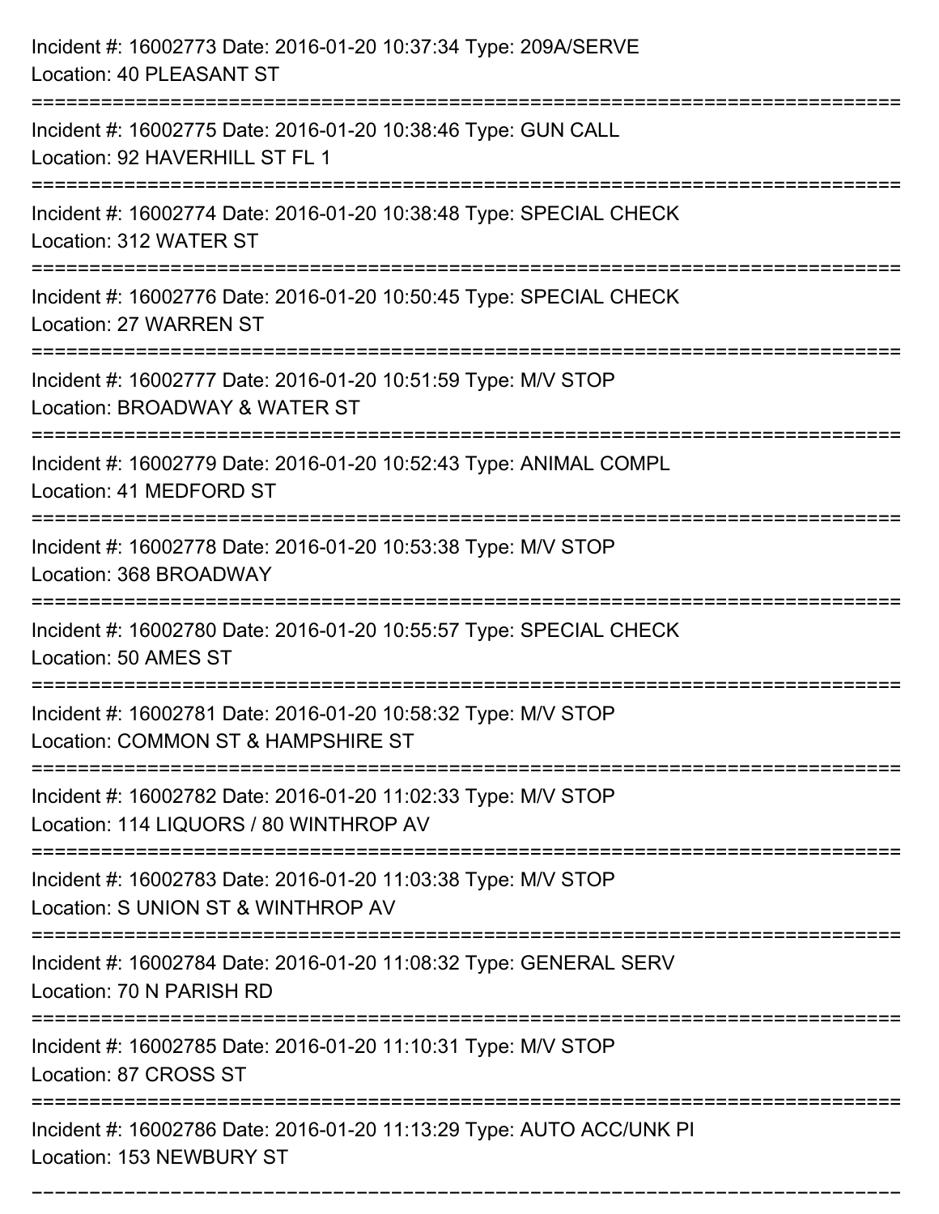Incident #: 16002773 Date: 2016-01-20 10:37:34 Type: 209A/SERVE
Location: 40 PLEASANT ST

===========================================================================

Incident #: 16002775 Date: 2016-01-20 10:38:46 Type: GUN CALL
Location: 92 HAVERHILL ST FL 1

===========================================================================

Incident #: 16002774 Date: 2016-01-20 10:38:48 Type: SPECIAL CHECK
Location: 312 WATER ST

===========================================================================

Incident #: 16002776 Date: 2016-01-20 10:50:45 Type: SPECIAL CHECK
Location: 27 WARREN ST

===========================================================================

Incident #: 16002777 Date: 2016-01-20 10:51:59 Type: M/V STOP
Location: BROADWAY & WATER ST

===========================================================================

Incident #: 16002779 Date: 2016-01-20 10:52:43 Type: ANIMAL COMPL
Location: 41 MEDFORD ST

===========================================================================

Incident #: 16002778 Date: 2016-01-20 10:53:38 Type: M/V STOP
Location: 368 BROADWAY

===========================================================================

Incident #: 16002780 Date: 2016-01-20 10:55:57 Type: SPECIAL CHECK
Location: 50 AMES ST

===========================================================================

Incident #: 16002781 Date: 2016-01-20 10:58:32 Type: M/V STOP
Location: COMMON ST & HAMPSHIRE ST

===========================================================================

Incident #: 16002782 Date: 2016-01-20 11:02:33 Type: M/V STOP
Location: 114 LIQUORS / 80 WINTHROP AV

===========================================================================

Incident #: 16002783 Date: 2016-01-20 11:03:38 Type: M/V STOP
Location: S UNION ST & WINTHROP AV

===========================================================================

Incident #: 16002784 Date: 2016-01-20 11:08:32 Type: GENERAL SERV
Location: 70 N PARISH RD

===========================================================================

Incident #: 16002785 Date: 2016-01-20 11:10:31 Type: M/V STOP
Location: 87 CROSS ST

===========================================================================

Incident #: 16002786 Date: 2016-01-20 11:13:29 Type: AUTO ACC/UNK PI
Location: 153 NEWBURY ST

===========================================================================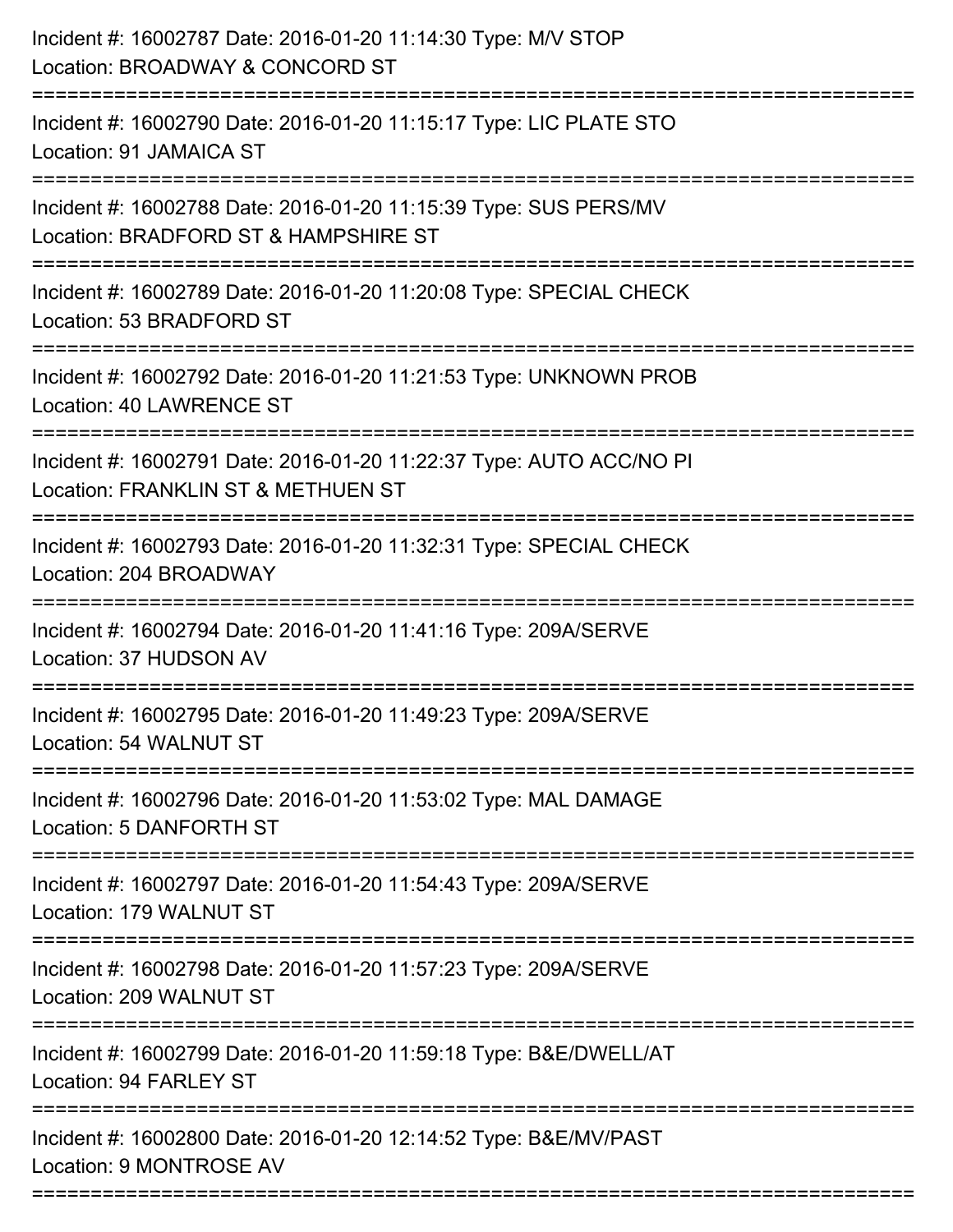Incident #: 16002787 Date: 2016-01-20 11:14:30 Type: M/V STOP
Location: BROADWAY & CONCORD ST

===========================================================================

Incident #: 16002790 Date: 2016-01-20 11:15:17 Type: LIC PLATE STO
Location: 91 JAMAICA ST

===========================================================================

Incident #: 16002788 Date: 2016-01-20 11:15:39 Type: SUS PERS/MV
Location: BRADFORD ST & HAMPSHIRE ST

===========================================================================

Incident #: 16002789 Date: 2016-01-20 11:20:08 Type: SPECIAL CHECK
Location: 53 BRADFORD ST

===========================================================================

Incident #: 16002792 Date: 2016-01-20 11:21:53 Type: UNKNOWN PROB
Location: 40 LAWRENCE ST

===========================================================================

Incident #: 16002791 Date: 2016-01-20 11:22:37 Type: AUTO ACC/NO PI
Location: FRANKLIN ST & METHUEN ST

===========================================================================

Incident #: 16002793 Date: 2016-01-20 11:32:31 Type: SPECIAL CHECK
Location: 204 BROADWAY

===========================================================================

Incident #: 16002794 Date: 2016-01-20 11:41:16 Type: 209A/SERVE
Location: 37 HUDSON AV

===========================================================================

Incident #: 16002795 Date: 2016-01-20 11:49:23 Type: 209A/SERVE
Location: 54 WALNUT ST

===========================================================================

Incident #: 16002796 Date: 2016-01-20 11:53:02 Type: MAL DAMAGE
Location: 5 DANFORTH ST

===========================================================================

Incident #: 16002797 Date: 2016-01-20 11:54:43 Type: 209A/SERVE
Location: 179 WALNUT ST

===========================================================================

Incident #: 16002798 Date: 2016-01-20 11:57:23 Type: 209A/SERVE
Location: 209 WALNUT ST

===========================================================================

Incident #: 16002799 Date: 2016-01-20 11:59:18 Type: B&E/DWELL/AT
Location: 94 FARLEY ST

===========================================================================

Incident #: 16002800 Date: 2016-01-20 12:14:52 Type: B&E/MV/PAST
Location: 9 MONTROSE AV

===========================================================================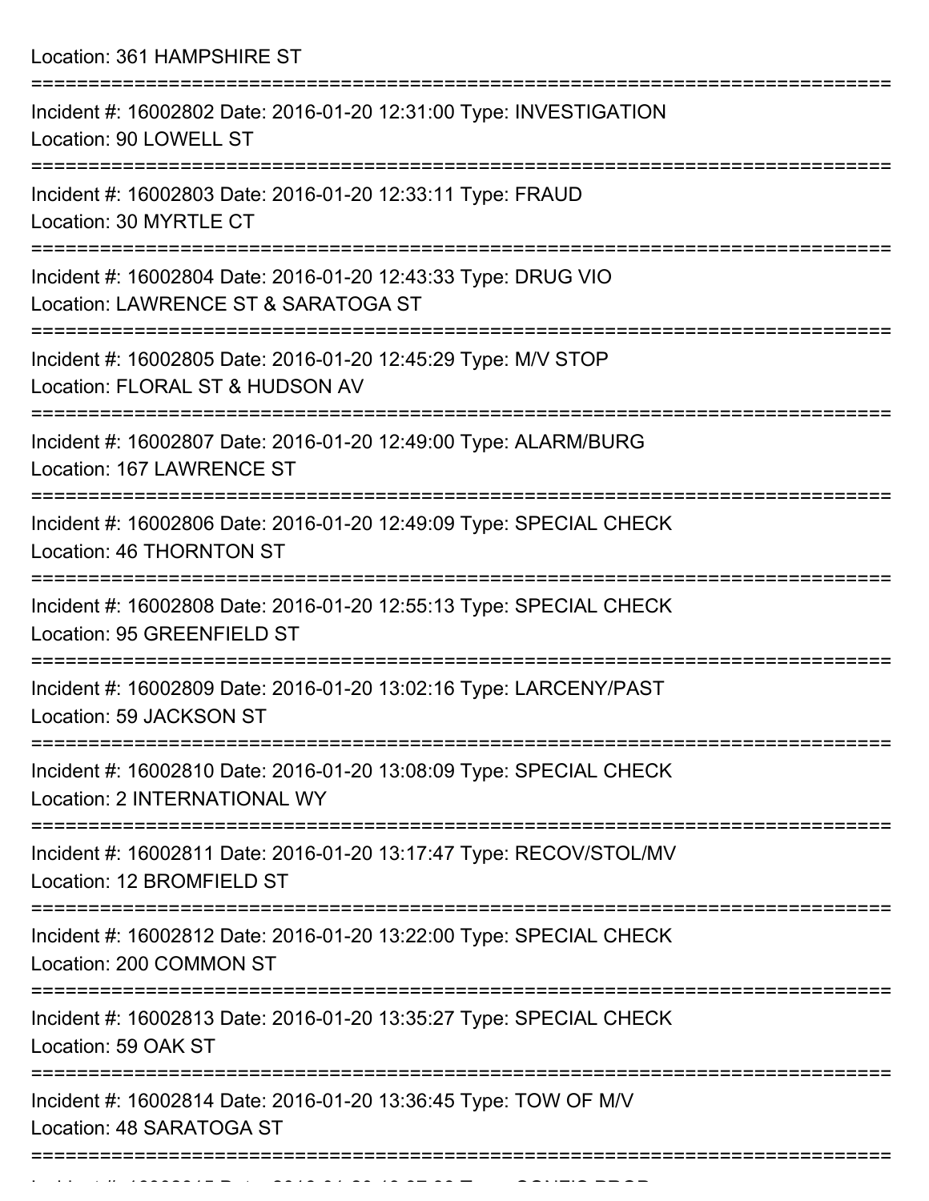Location: 361 HAMPSHIRE ST

===========================================================================

Incident #: 16002802 Date: 2016-01-20 12:31:00 Type: INVESTIGATION
Location: 90 LOWELL ST

===========================================================================

Incident #: 16002803 Date: 2016-01-20 12:33:11 Type: FRAUD
Location: 30 MYRTLE CT

===========================================================================

Incident #: 16002804 Date: 2016-01-20 12:43:33 Type: DRUG VIO
Location: LAWRENCE ST & SARATOGA ST

===========================================================================

Incident #: 16002805 Date: 2016-01-20 12:45:29 Type: M/V STOP
Location: FLORAL ST & HUDSON AV

===========================================================================

Incident #: 16002807 Date: 2016-01-20 12:49:00 Type: ALARM/BURG
Location: 167 LAWRENCE ST

===========================================================================

Incident #: 16002806 Date: 2016-01-20 12:49:09 Type: SPECIAL CHECK
Location: 46 THORNTON ST

===========================================================================

Incident #: 16002808 Date: 2016-01-20 12:55:13 Type: SPECIAL CHECK
Location: 95 GREENFIELD ST

===========================================================================

Incident #: 16002809 Date: 2016-01-20 13:02:16 Type: LARCENY/PAST
Location: 59 JACKSON ST

===========================================================================

Incident #: 16002810 Date: 2016-01-20 13:08:09 Type: SPECIAL CHECK
Location: 2 INTERNATIONAL WY

===========================================================================

Incident #: 16002811 Date: 2016-01-20 13:17:47 Type: RECOV/STOL/MV
Location: 12 BROMFIELD ST

===========================================================================

Incident #: 16002812 Date: 2016-01-20 13:22:00 Type: SPECIAL CHECK
Location: 200 COMMON ST

===========================================================================

Incident #: 16002813 Date: 2016-01-20 13:35:27 Type: SPECIAL CHECK
Location: 59 OAK ST

===========================================================================

Incident #: 16002814 Date: 2016-01-20 13:36:45 Type: TOW OF M/V
Location: 48 SARATOGA ST

===========================================================================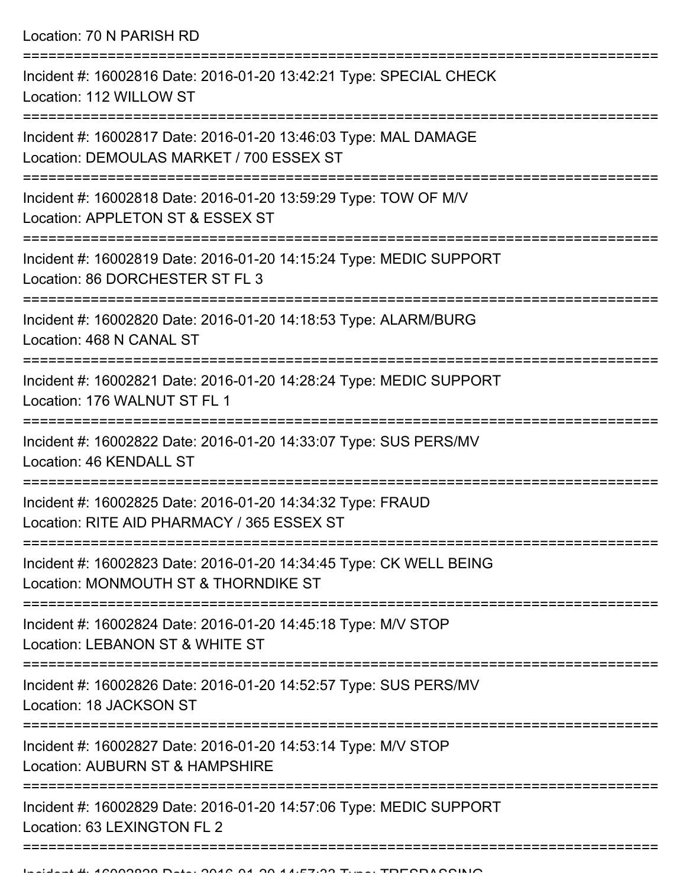Location: 70 N PARISH RD

===========================================================================

Incident #: 16002816 Date: 2016-01-20 13:42:21 Type: SPECIAL CHECK
Location: 112 WILLOW ST

===========================================================================

Incident #: 16002817 Date: 2016-01-20 13:46:03 Type: MAL DAMAGE
Location: DEMOULAS MARKET / 700 ESSEX ST

===========================================================================

Incident #: 16002818 Date: 2016-01-20 13:59:29 Type: TOW OF M/V
Location: APPLETON ST & ESSEX ST

===========================================================================

Incident #: 16002819 Date: 2016-01-20 14:15:24 Type: MEDIC SUPPORT
Location: 86 DORCHESTER ST FL 3

===========================================================================

Incident #: 16002820 Date: 2016-01-20 14:18:53 Type: ALARM/BURG
Location: 468 N CANAL ST

===========================================================================

Incident #: 16002821 Date: 2016-01-20 14:28:24 Type: MEDIC SUPPORT
Location: 176 WALNUT ST FL 1

===========================================================================

Incident #: 16002822 Date: 2016-01-20 14:33:07 Type: SUS PERS/MV
Location: 46 KENDALL ST

===========================================================================

Incident #: 16002825 Date: 2016-01-20 14:34:32 Type: FRAUD
Location: RITE AID PHARMACY / 365 ESSEX ST

===========================================================================

Incident #: 16002823 Date: 2016-01-20 14:34:45 Type: CK WELL BEING
Location: MONMOUTH ST & THORNDIKE ST

===========================================================================

Incident #: 16002824 Date: 2016-01-20 14:45:18 Type: M/V STOP
Location: LEBANON ST & WHITE ST

===========================================================================

Incident #: 16002826 Date: 2016-01-20 14:52:57 Type: SUS PERS/MV
Location: 18 JACKSON ST

===========================================================================

Incident #: 16002827 Date: 2016-01-20 14:53:14 Type: M/V STOP
Location: AUBURN ST & HAMPSHIRE

===========================================================================

Incident #: 16002829 Date: 2016-01-20 14:57:06 Type: MEDIC SUPPORT
Location: 63 LEXINGTON FL 2

===========================================================================

Incident #: 16002828 Date: 2016-01-20 14:57:33 Type: TRESPASSING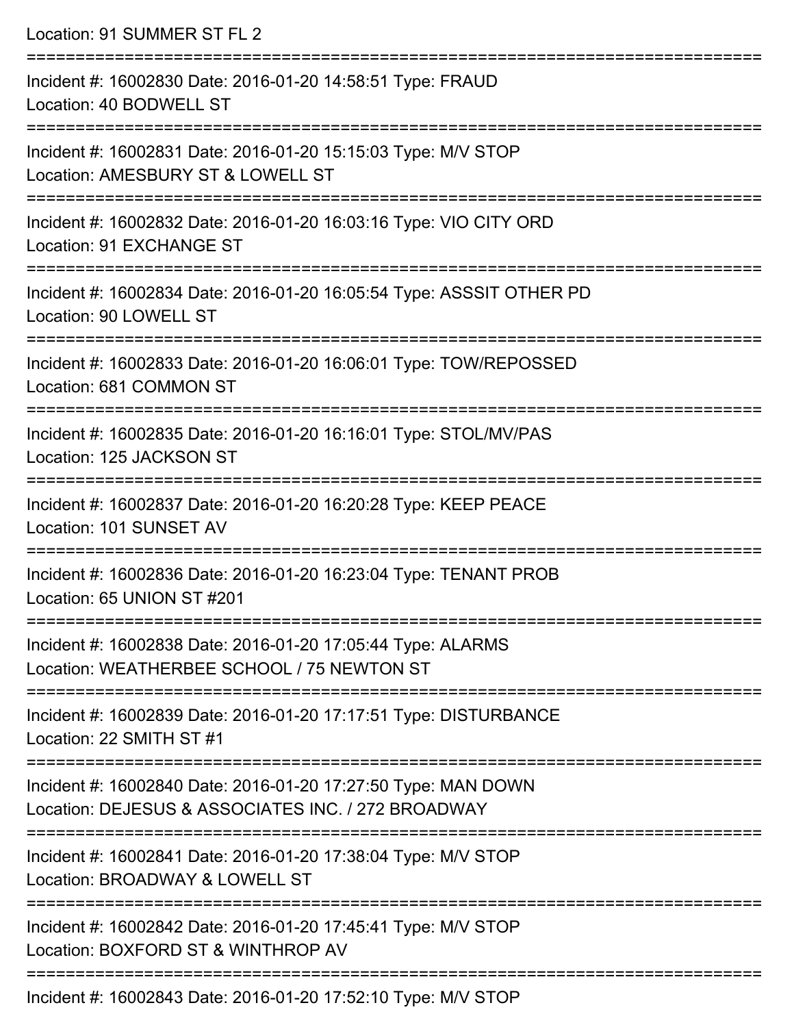Location: 91 SUMMER ST FL 2

===========================================================================

Incident #: 16002830 Date: 2016-01-20 14:58:51 Type: FRAUD
Location: 40 BODWELL ST

===========================================================================

Incident #: 16002831 Date: 2016-01-20 15:15:03 Type: M/V STOP
Location: AMESBURY ST & LOWELL ST

===========================================================================

Incident #: 16002832 Date: 2016-01-20 16:03:16 Type: VIO CITY ORD
Location: 91 EXCHANGE ST

===========================================================================

Incident #: 16002834 Date: 2016-01-20 16:05:54 Type: ASSSIT OTHER PD
Location: 90 LOWELL ST

===========================================================================

Incident #: 16002833 Date: 2016-01-20 16:06:01 Type: TOW/REPOSSED
Location: 681 COMMON ST

===========================================================================

Incident #: 16002835 Date: 2016-01-20 16:16:01 Type: STOL/MV/PAS
Location: 125 JACKSON ST

===========================================================================

Incident #: 16002837 Date: 2016-01-20 16:20:28 Type: KEEP PEACE
Location: 101 SUNSET AV

===========================================================================

Incident #: 16002836 Date: 2016-01-20 16:23:04 Type: TENANT PROB
Location: 65 UNION ST #201

===========================================================================

Incident #: 16002838 Date: 2016-01-20 17:05:44 Type: ALARMS
Location: WEATHERBEE SCHOOL / 75 NEWTON ST

===========================================================================

Incident #: 16002839 Date: 2016-01-20 17:17:51 Type: DISTURBANCE
Location: 22 SMITH ST #1

===========================================================================

Incident #: 16002840 Date: 2016-01-20 17:27:50 Type: MAN DOWN
Location: DEJESUS & ASSOCIATES INC. / 272 BROADWAY

===========================================================================

Incident #: 16002841 Date: 2016-01-20 17:38:04 Type: M/V STOP
Location: BROADWAY & LOWELL ST

===========================================================================

Incident #: 16002842 Date: 2016-01-20 17:45:41 Type: M/V STOP
Location: BOXFORD ST & WINTHROP AV

===========================================================================

Incident #: 16002843 Date: 2016-01-20 17:52:10 Type: M/V STOP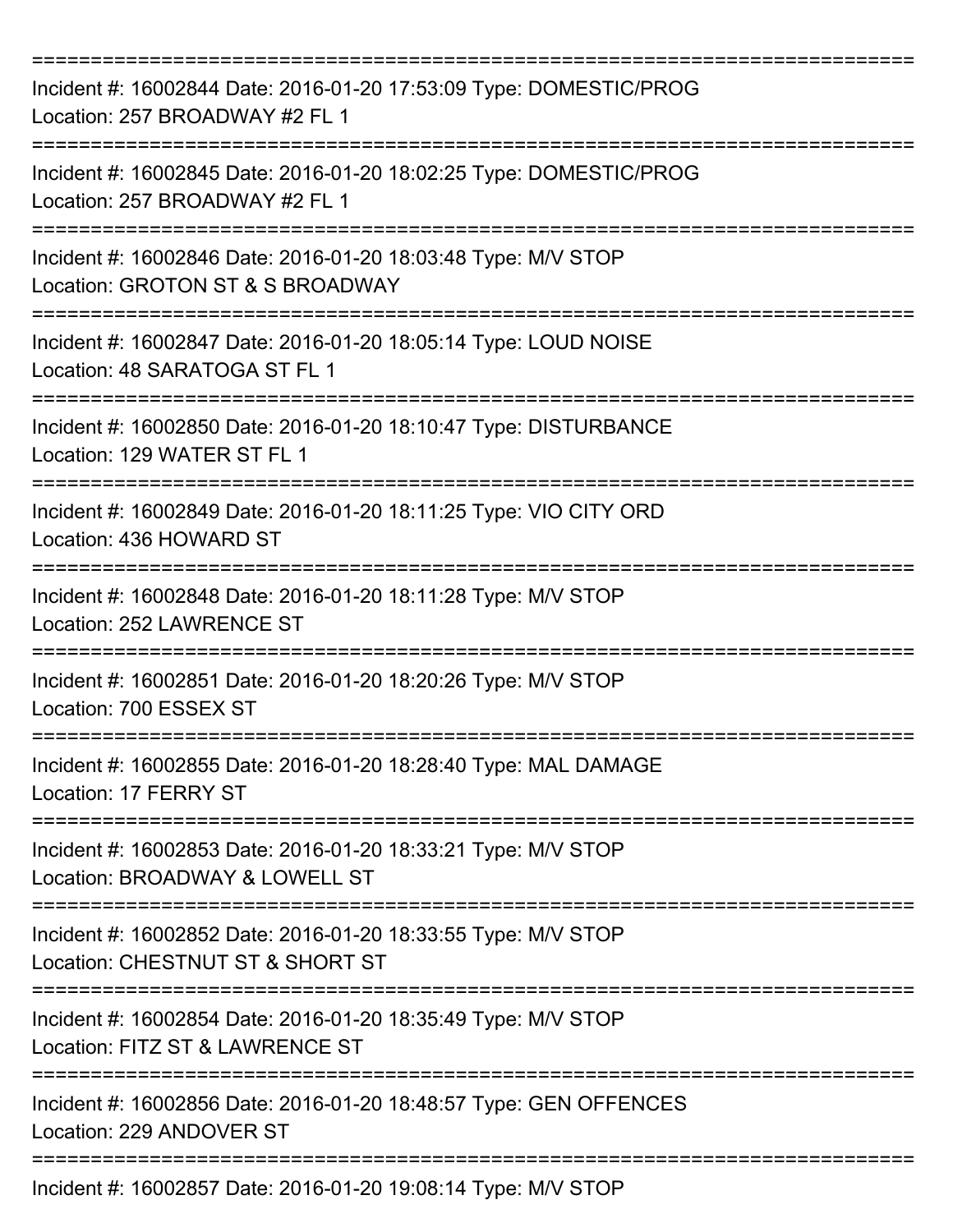===========================================================================

Incident #: 16002844 Date: 2016-01-20 17:53:09 Type: DOMESTIC/PROG
Location: 257 BROADWAY #2 FL 1

===========================================================================

Incident #: 16002845 Date: 2016-01-20 18:02:25 Type: DOMESTIC/PROG
Location: 257 BROADWAY #2 FL 1

===========================================================================

Incident #: 16002846 Date: 2016-01-20 18:03:48 Type: M/V STOP
Location: GROTON ST & S BROADWAY

===========================================================================

Incident #: 16002847 Date: 2016-01-20 18:05:14 Type: LOUD NOISE
Location: 48 SARATOGA ST FL 1

===========================================================================

Incident #: 16002850 Date: 2016-01-20 18:10:47 Type: DISTURBANCE
Location: 129 WATER ST FL 1

===========================================================================

Incident #: 16002849 Date: 2016-01-20 18:11:25 Type: VIO CITY ORD
Location: 436 HOWARD ST

===========================================================================

Incident #: 16002848 Date: 2016-01-20 18:11:28 Type: M/V STOP
Location: 252 LAWRENCE ST

===========================================================================

Incident #: 16002851 Date: 2016-01-20 18:20:26 Type: M/V STOP
Location: 700 ESSEX ST

===========================================================================

Incident #: 16002855 Date: 2016-01-20 18:28:40 Type: MAL DAMAGE
Location: 17 FERRY ST

===========================================================================

Incident #: 16002853 Date: 2016-01-20 18:33:21 Type: M/V STOP
Location: BROADWAY & LOWELL ST

===========================================================================

Incident #: 16002852 Date: 2016-01-20 18:33:55 Type: M/V STOP
Location: CHESTNUT ST & SHORT ST

===========================================================================

Incident #: 16002854 Date: 2016-01-20 18:35:49 Type: M/V STOP
Location: FITZ ST & LAWRENCE ST

===========================================================================

Incident #: 16002856 Date: 2016-01-20 18:48:57 Type: GEN OFFENCES
Location: 229 ANDOVER ST

===========================================================================

Incident #: 16002857 Date: 2016-01-20 19:08:14 Type: M/V STOP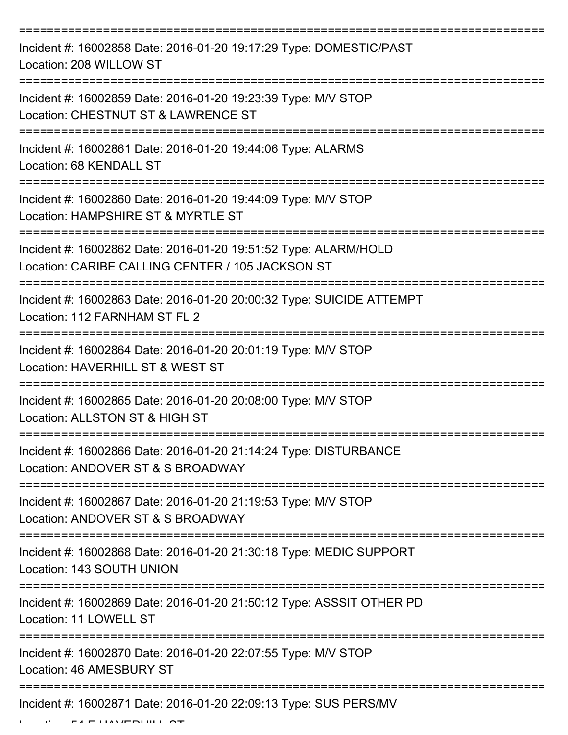===========================================================================
Incident #: 16002858 Date: 2016-01-20 19:17:29 Type: DOMESTIC/PAST
Location: 208 WILLOW ST
===========================================================================
Incident #: 16002859 Date: 2016-01-20 19:23:39 Type: M/V STOP
Location: CHESTNUT ST & LAWRENCE ST
===========================================================================
Incident #: 16002861 Date: 2016-01-20 19:44:06 Type: ALARMS
Location: 68 KENDALL ST
===========================================================================
Incident #: 16002860 Date: 2016-01-20 19:44:09 Type: M/V STOP
Location: HAMPSHIRE ST & MYRTLE ST
===========================================================================
Incident #: 16002862 Date: 2016-01-20 19:51:52 Type: ALARM/HOLD
Location: CARIBE CALLING CENTER / 105 JACKSON ST
===========================================================================
Incident #: 16002863 Date: 2016-01-20 20:00:32 Type: SUICIDE ATTEMPT
Location: 112 FARNHAM ST FL 2
===========================================================================
Incident #: 16002864 Date: 2016-01-20 20:01:19 Type: M/V STOP
Location: HAVERHILL ST & WEST ST
===========================================================================
Incident #: 16002865 Date: 2016-01-20 20:08:00 Type: M/V STOP
Location: ALLSTON ST & HIGH ST
===========================================================================
Incident #: 16002866 Date: 2016-01-20 21:14:24 Type: DISTURBANCE
Location: ANDOVER ST & S BROADWAY
===========================================================================
Incident #: 16002867 Date: 2016-01-20 21:19:53 Type: M/V STOP
Location: ANDOVER ST & S BROADWAY
===========================================================================
Incident #: 16002868 Date: 2016-01-20 21:30:18 Type: MEDIC SUPPORT
Location: 143 SOUTH UNION
===========================================================================
Incident #: 16002869 Date: 2016-01-20 21:50:12 Type: ASSSIT OTHER PD
Location: 11 LOWELL ST
===========================================================================
Incident #: 16002870 Date: 2016-01-20 22:07:55 Type: M/V STOP
Location: 46 AMESBURY ST
===========================================================================
Incident #: 16002871 Date: 2016-01-20 22:09:13 Type: SUS PERS/MV
Location: 54 E HAVERHILL ST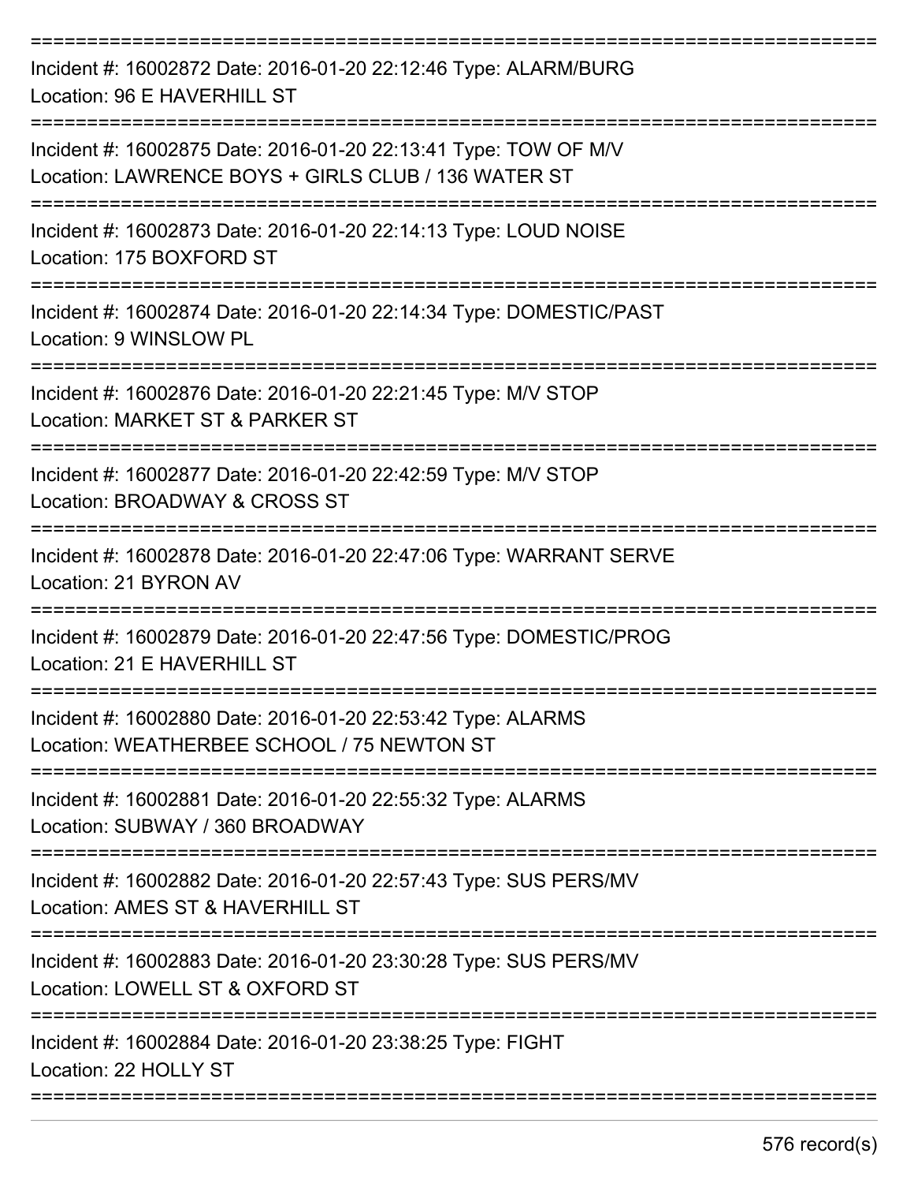===========================================================================

Incident #: 16002872 Date: 2016-01-20 22:12:46 Type: ALARM/BURG
Location: 96 E HAVERHILL ST

===========================================================================

Incident #: 16002875 Date: 2016-01-20 22:13:41 Type: TOW OF M/V
Location: LAWRENCE BOYS + GIRLS CLUB / 136 WATER ST

===========================================================================

Incident #: 16002873 Date: 2016-01-20 22:14:13 Type: LOUD NOISE
Location: 175 BOXFORD ST

===========================================================================

Incident #: 16002874 Date: 2016-01-20 22:14:34 Type: DOMESTIC/PAST
Location: 9 WINSLOW PL

===========================================================================

Incident #: 16002876 Date: 2016-01-20 22:21:45 Type: M/V STOP
Location: MARKET ST & PARKER ST

===========================================================================

Incident #: 16002877 Date: 2016-01-20 22:42:59 Type: M/V STOP
Location: BROADWAY & CROSS ST

===========================================================================

Incident #: 16002878 Date: 2016-01-20 22:47:06 Type: WARRANT SERVE
Location: 21 BYRON AV

===========================================================================

Incident #: 16002879 Date: 2016-01-20 22:47:56 Type: DOMESTIC/PROG
Location: 21 E HAVERHILL ST

===========================================================================

Incident #: 16002880 Date: 2016-01-20 22:53:42 Type: ALARMS
Location: WEATHERBEE SCHOOL / 75 NEWTON ST

===========================================================================

Incident #: 16002881 Date: 2016-01-20 22:55:32 Type: ALARMS
Location: SUBWAY / 360 BROADWAY

===========================================================================

Incident #: 16002882 Date: 2016-01-20 22:57:43 Type: SUS PERS/MV
Location: AMES ST & HAVERHILL ST

===========================================================================

Incident #: 16002883 Date: 2016-01-20 23:30:28 Type: SUS PERS/MV
Location: LOWELL ST & OXFORD ST

===========================================================================

Incident #: 16002884 Date: 2016-01-20 23:38:25 Type: FIGHT
Location: 22 HOLLY ST

===========================================================================

576 record(s)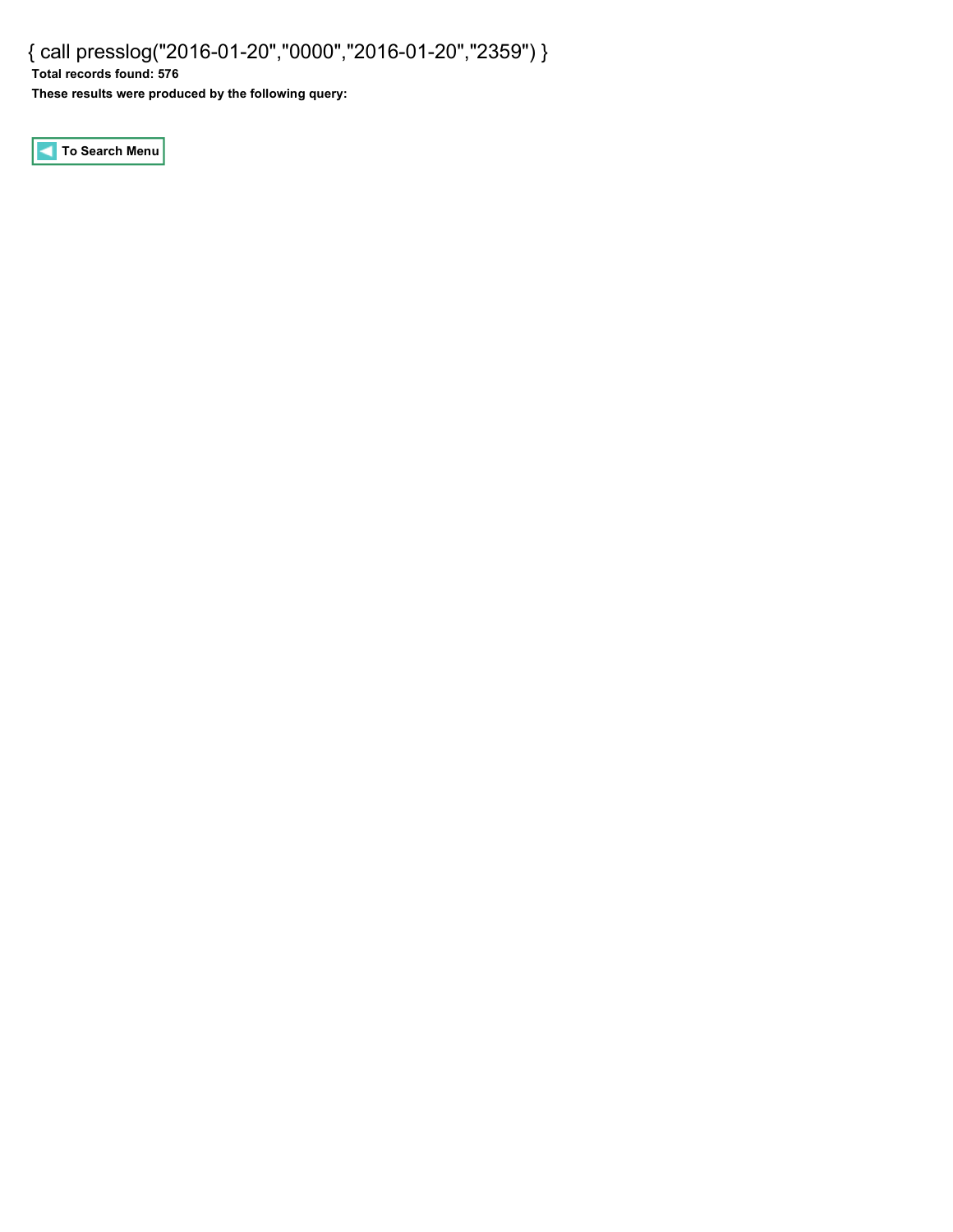{ call presslog("2016-01-20","0000","2016-01-20","2359") }

**Total records found: 576**

**These results were produced by the following query:**

**To Search Menu**